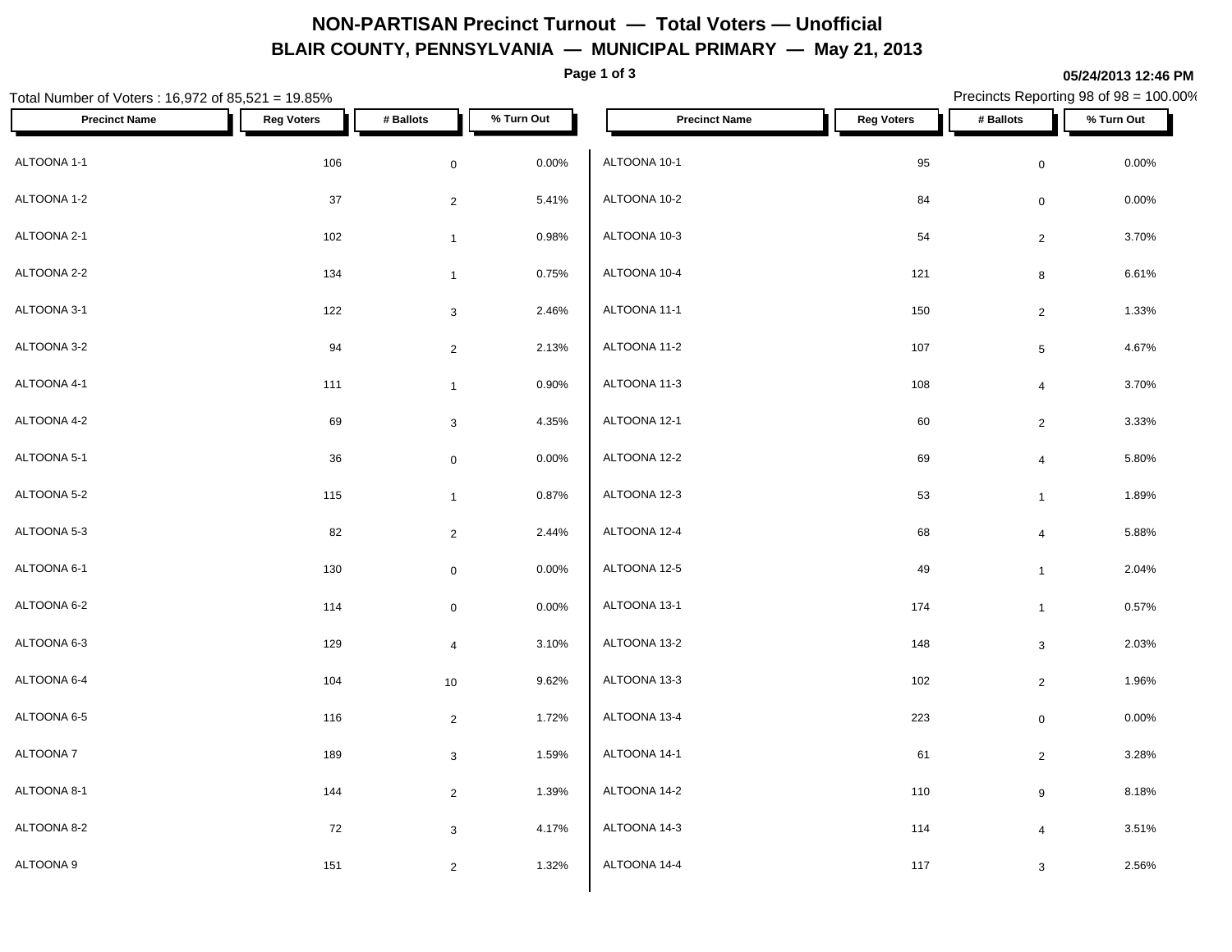# NON-PARTISAN Precinct Turnout — Total Voters — Unofficial

## BLAIR COUNTY, PENNSYLVANIA — MUNICIPAL PRIMARY — May 21, 2013

05/24/2013 12:46 PM

Total Number of Voters : 16,972 of 85,521 = 19.85%

Precincts Reporting 98 of 98 = 100.00%

| Precinct Name | Reg Voters | # Ballots | % Turn Out |
|---|---|---|---|
| ALTOONA 1-1 | 106 | 0 | 0.00% |
| ALTOONA 1-2 | 37 | 2 | 5.41% |
| ALTOONA 2-1 | 102 | 1 | 0.98% |
| ALTOONA 2-2 | 134 | 1 | 0.75% |
| ALTOONA 3-1 | 122 | 3 | 2.46% |
| ALTOONA 3-2 | 94 | 2 | 2.13% |
| ALTOONA 4-1 | 111 | 1 | 0.90% |
| ALTOONA 4-2 | 69 | 3 | 4.35% |
| ALTOONA 5-1 | 36 | 0 | 0.00% |
| ALTOONA 5-2 | 115 | 1 | 0.87% |
| ALTOONA 5-3 | 82 | 2 | 2.44% |
| ALTOONA 6-1 | 130 | 0 | 0.00% |
| ALTOONA 6-2 | 114 | 0 | 0.00% |
| ALTOONA 6-3 | 129 | 4 | 3.10% |
| ALTOONA 6-4 | 104 | 10 | 9.62% |
| ALTOONA 6-5 | 116 | 2 | 1.72% |
| ALTOONA 7 | 189 | 3 | 1.59% |
| ALTOONA 8-1 | 144 | 2 | 1.39% |
| ALTOONA 8-2 | 72 | 3 | 4.17% |
| ALTOONA 9 | 151 | 2 | 1.32% |
| ALTOONA 10-1 | 95 | 0 | 0.00% |
| ALTOONA 10-2 | 84 | 0 | 0.00% |
| ALTOONA 10-3 | 54 | 2 | 3.70% |
| ALTOONA 10-4 | 121 | 8 | 6.61% |
| ALTOONA 11-1 | 150 | 2 | 1.33% |
| ALTOONA 11-2 | 107 | 5 | 4.67% |
| ALTOONA 11-3 | 108 | 4 | 3.70% |
| ALTOONA 12-1 | 60 | 2 | 3.33% |
| ALTOONA 12-2 | 69 | 4 | 5.80% |
| ALTOONA 12-3 | 53 | 1 | 1.89% |
| ALTOONA 12-4 | 68 | 4 | 5.88% |
| ALTOONA 12-5 | 49 | 1 | 2.04% |
| ALTOONA 13-1 | 174 | 1 | 0.57% |
| ALTOONA 13-2 | 148 | 3 | 2.03% |
| ALTOONA 13-3 | 102 | 2 | 1.96% |
| ALTOONA 13-4 | 223 | 0 | 0.00% |
| ALTOONA 14-1 | 61 | 2 | 3.28% |
| ALTOONA 14-2 | 110 | 9 | 8.18% |
| ALTOONA 14-3 | 114 | 4 | 3.51% |
| ALTOONA 14-4 | 117 | 3 | 2.56% |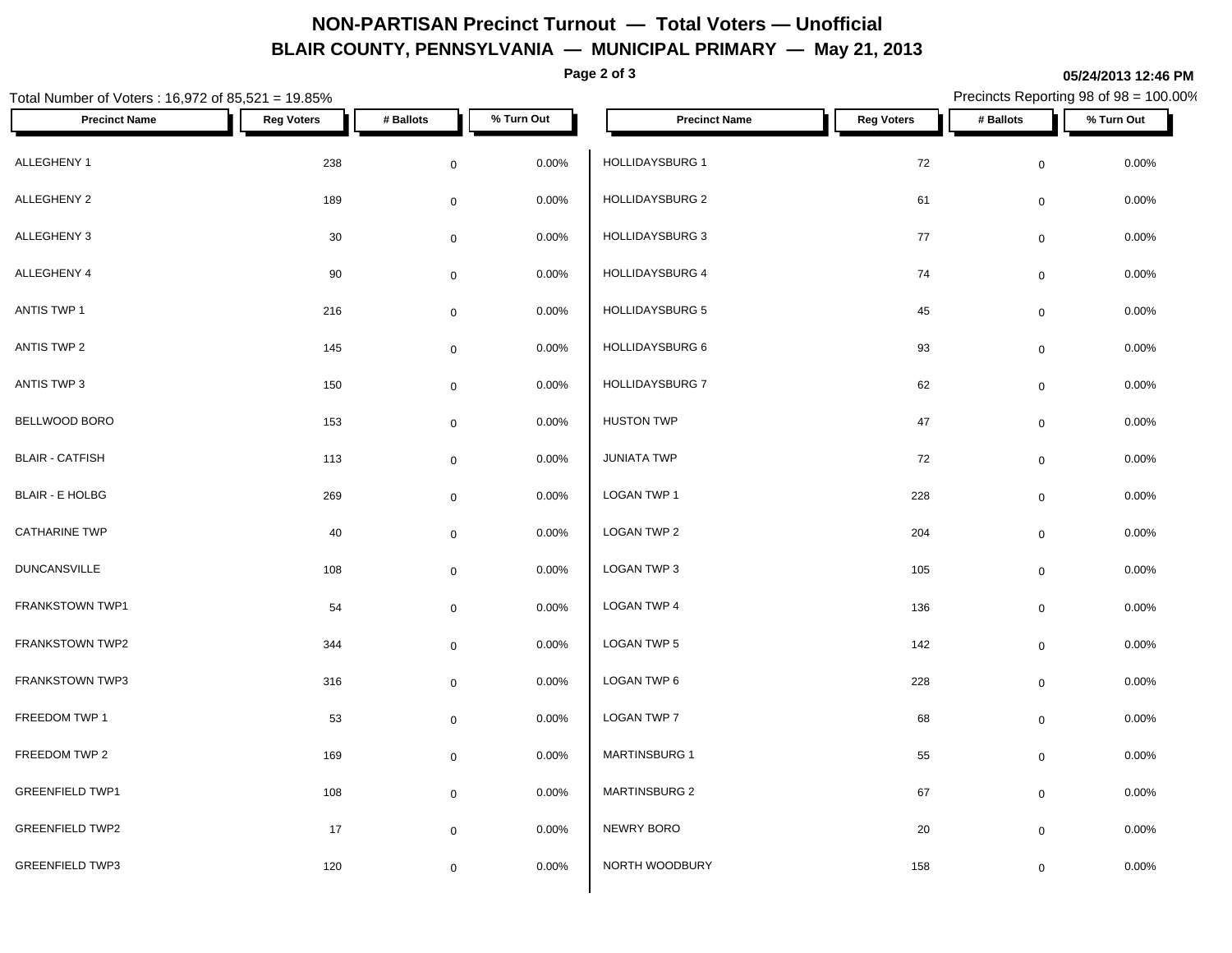# NON-PARTISAN Precinct Turnout — Total Voters — Unofficial

## BLAIR COUNTY, PENNSYLVANIA — MUNICIPAL PRIMARY — May 21, 2013

05/24/2013 12:46 PM

Total Number of Voters : 16,972 of 85,521 = 19.85%

Precincts Reporting 98 of 98 = 100.00%

| Precinct Name | Reg Voters | # Ballots | % Turn Out |
|---|---|---|---|
| ALLEGHENY 1 | 238 | 0 | 0.00% |
| ALLEGHENY 2 | 189 | 0 | 0.00% |
| ALLEGHENY 3 | 30 | 0 | 0.00% |
| ALLEGHENY 4 | 90 | 0 | 0.00% |
| ANTIS TWP 1 | 216 | 0 | 0.00% |
| ANTIS TWP 2 | 145 | 0 | 0.00% |
| ANTIS TWP 3 | 150 | 0 | 0.00% |
| BELLWOOD BORO | 153 | 0 | 0.00% |
| BLAIR - CATFISH | 113 | 0 | 0.00% |
| BLAIR - E HOLBG | 269 | 0 | 0.00% |
| CATHARINE TWP | 40 | 0 | 0.00% |
| DUNCANSVILLE | 108 | 0 | 0.00% |
| FRANKSTOWN TWP1 | 54 | 0 | 0.00% |
| FRANKSTOWN TWP2 | 344 | 0 | 0.00% |
| FRANKSTOWN TWP3 | 316 | 0 | 0.00% |
| FREEDOM TWP 1 | 53 | 0 | 0.00% |
| FREEDOM TWP 2 | 169 | 0 | 0.00% |
| GREENFIELD TWP1 | 108 | 0 | 0.00% |
| GREENFIELD TWP2 | 17 | 0 | 0.00% |
| GREENFIELD TWP3 | 120 | 0 | 0.00% |
| HOLLIDAYSBURG 1 | 72 | 0 | 0.00% |
| HOLLIDAYSBURG 2 | 61 | 0 | 0.00% |
| HOLLIDAYSBURG 3 | 77 | 0 | 0.00% |
| HOLLIDAYSBURG 4 | 74 | 0 | 0.00% |
| HOLLIDAYSBURG 5 | 45 | 0 | 0.00% |
| HOLLIDAYSBURG 6 | 93 | 0 | 0.00% |
| HOLLIDAYSBURG 7 | 62 | 0 | 0.00% |
| HUSTON TWP | 47 | 0 | 0.00% |
| JUNIATA TWP | 72 | 0 | 0.00% |
| LOGAN TWP 1 | 228 | 0 | 0.00% |
| LOGAN TWP 2 | 204 | 0 | 0.00% |
| LOGAN TWP 3 | 105 | 0 | 0.00% |
| LOGAN TWP 4 | 136 | 0 | 0.00% |
| LOGAN TWP 5 | 142 | 0 | 0.00% |
| LOGAN TWP 6 | 228 | 0 | 0.00% |
| LOGAN TWP 7 | 68 | 0 | 0.00% |
| MARTINSBURG 1 | 55 | 0 | 0.00% |
| MARTINSBURG 2 | 67 | 0 | 0.00% |
| NEWRY BORO | 20 | 0 | 0.00% |
| NORTH WOODBURY | 158 | 0 | 0.00% |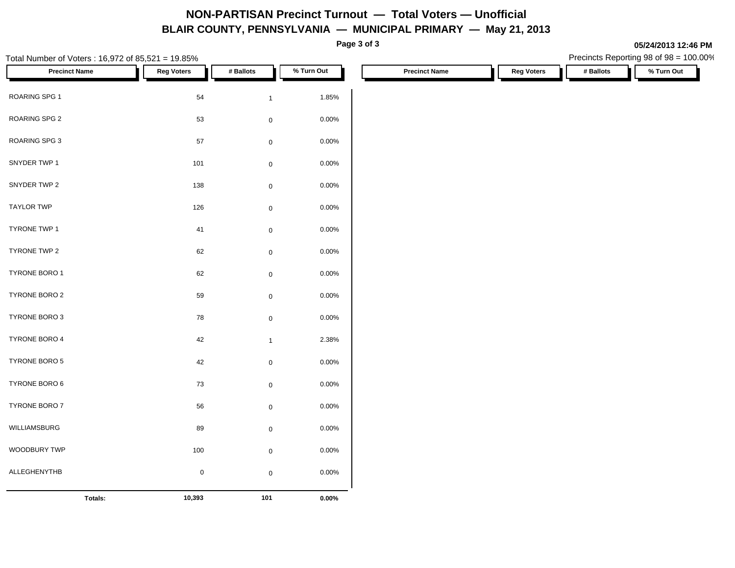# NON-PARTISAN Precinct Turnout — Total Voters — Unofficial

## BLAIR COUNTY, PENNSYLVANIA — MUNICIPAL PRIMARY — May 21, 2013

05/24/2013 12:46 PM

Total Number of Voters : 16,972 of 85,521 = 19.85%

Precincts Reporting 98 of 98 = 100.00%

| Precinct Name | Reg Voters | # Ballots | % Turn Out |
|---|---|---|---|
| ROARING SPG 1 | 54 | 1 | 1.85% |
| ROARING SPG 2 | 53 | 0 | 0.00% |
| ROARING SPG 3 | 57 | 0 | 0.00% |
| SNYDER TWP 1 | 101 | 0 | 0.00% |
| SNYDER TWP 2 | 138 | 0 | 0.00% |
| TAYLOR TWP | 126 | 0 | 0.00% |
| TYRONE TWP 1 | 41 | 0 | 0.00% |
| TYRONE TWP 2 | 62 | 0 | 0.00% |
| TYRONE BORO 1 | 62 | 0 | 0.00% |
| TYRONE BORO 2 | 59 | 0 | 0.00% |
| TYRONE BORO 3 | 78 | 0 | 0.00% |
| TYRONE BORO 4 | 42 | 1 | 2.38% |
| TYRONE BORO 5 | 42 | 0 | 0.00% |
| TYRONE BORO 6 | 73 | 0 | 0.00% |
| TYRONE BORO 7 | 56 | 0 | 0.00% |
| WILLIAMSBURG | 89 | 0 | 0.00% |
| WOODBURY TWP | 100 | 0 | 0.00% |
| ALLEGHENYTHB | 0 | 0 | 0.00% |
| **Totals:** | **10,393** | **101** | **0.00%** |